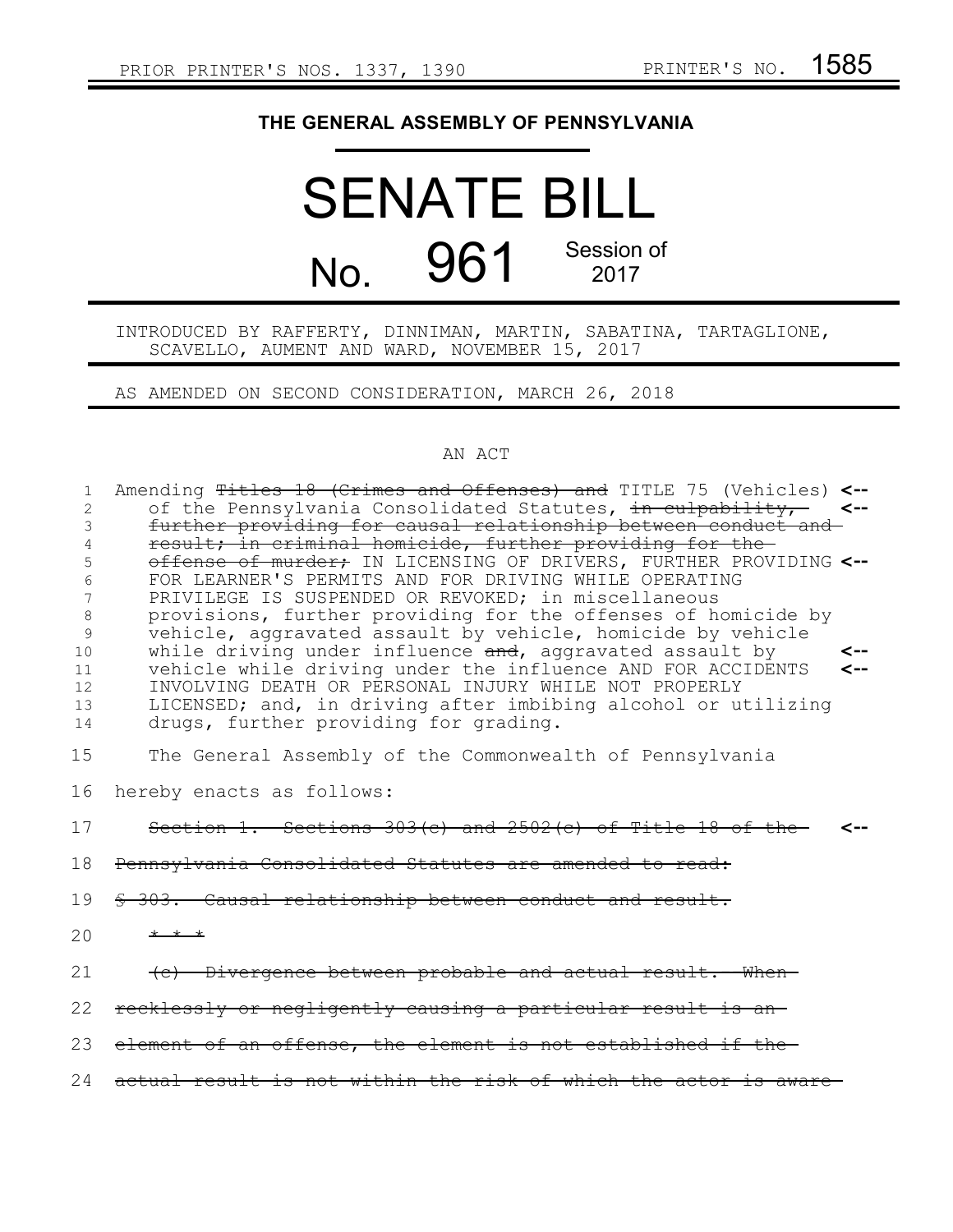PRIOR PRINTER'S NOS. 1337, 1390 PRINTER'S NO. 1585

# THE GENERAL ASSEMBLY OF PENNSYLVANIA

# SENATE BILL

## No. 961 Session of 2017

INTRODUCED BY RAFFERTY, DINNIMAN, MARTIN, SABATINA, TARTAGLIONE, SCAVELLO, AUMENT AND WARD, NOVEMBER 15, 2017

AS AMENDED ON SECOND CONSIDERATION, MARCH 26, 2018

AN ACT

Amending ~~Titles 18 (Crimes and Offenses) and~~ TITLE 75 (Vehicles) of the Pennsylvania Consolidated Statutes, ~~in culpability, further providing for causal relationship between conduct and result; in criminal homicide, further providing for the offense of murder;~~ IN LICENSING OF DRIVERS, FURTHER PROVIDING FOR LEARNER'S PERMITS AND FOR DRIVING WHILE OPERATING PRIVILEGE IS SUSPENDED OR REVOKED; in miscellaneous provisions, further providing for the offenses of homicide by vehicle, aggravated assault by vehicle, homicide by vehicle while driving under influence ~~and~~, aggravated assault by vehicle while driving under the influence AND FOR ACCIDENTS INVOLVING DEATH OR PERSONAL INJURY WHILE NOT PROPERLY LICENSED; and, in driving after imbibing alcohol or utilizing drugs, further providing for grading.

The General Assembly of the Commonwealth of Pennsylvania hereby enacts as follows:

~~Section 1. Sections 303(c) and 2502(c) of Title 18 of the Pennsylvania Consolidated Statutes are amended to read:~~

~~§ 303. Causal relationship between conduct and result.~~

~~* * *~~

~~(c) Divergence between probable and actual result.--When recklessly or negligently causing a particular result is an element of an offense, the element is not established if the actual result is not within the risk of which the actor is aware~~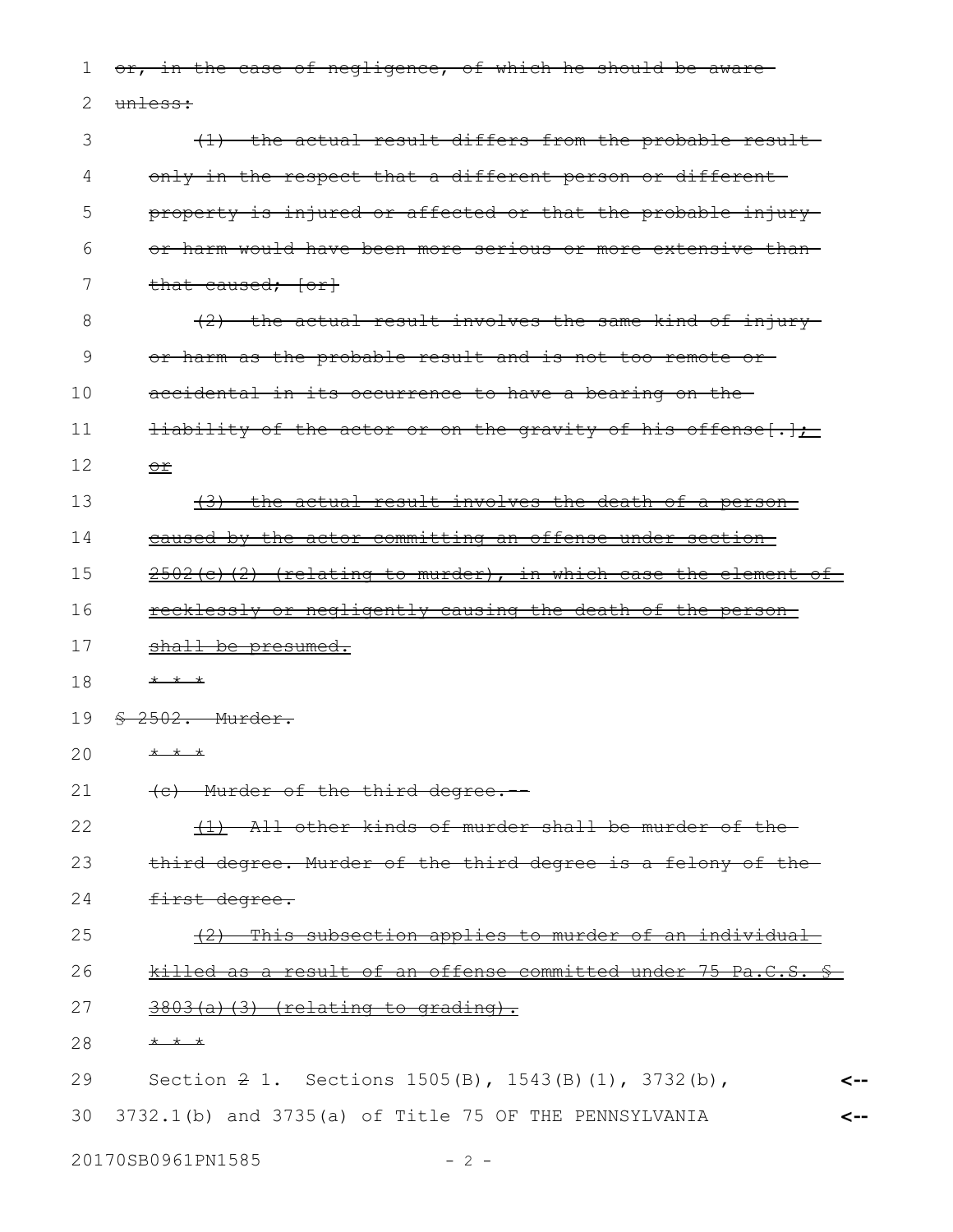~~or, in the case of negligence, of which he should be aware unless:~~

~~(1) the actual result differs from the probable result only in the respect that a different person or different property is injured or affected or that the probable injury or harm would have been more serious or more extensive than that caused; [or]~~

~~(2) the actual result involves the same kind of injury or harm as the probable result and is not too remote or accidental in its occurrence to have a bearing on the liability of the actor or on the gravity of his offense[.]; or~~

~~(3) the actual result involves the death of a person caused by the actor committing an offense under section 2502(c)(2) (relating to murder), in which case the element of recklessly or negligently causing the death of the person shall be presumed.~~

~~* * *~~

~~§ 2502. Murder.~~

~~* * *~~

~~(c) Murder of the third degree.--~~

~~(1) All other kinds of murder shall be murder of the third degree. Murder of the third degree is a felony of the first degree.~~

~~(2) This subsection applies to murder of an individual killed as a result of an offense committed under 75 Pa.C.S. § 3803(a)(3) (relating to grading).~~

~~* * *~~

Section ~~2~~ 1. Sections 1505(B), 1543(B)(1), 3732(b), 3732.1(b) and 3735(a) of Title 75 OF THE PENNSYLVANIA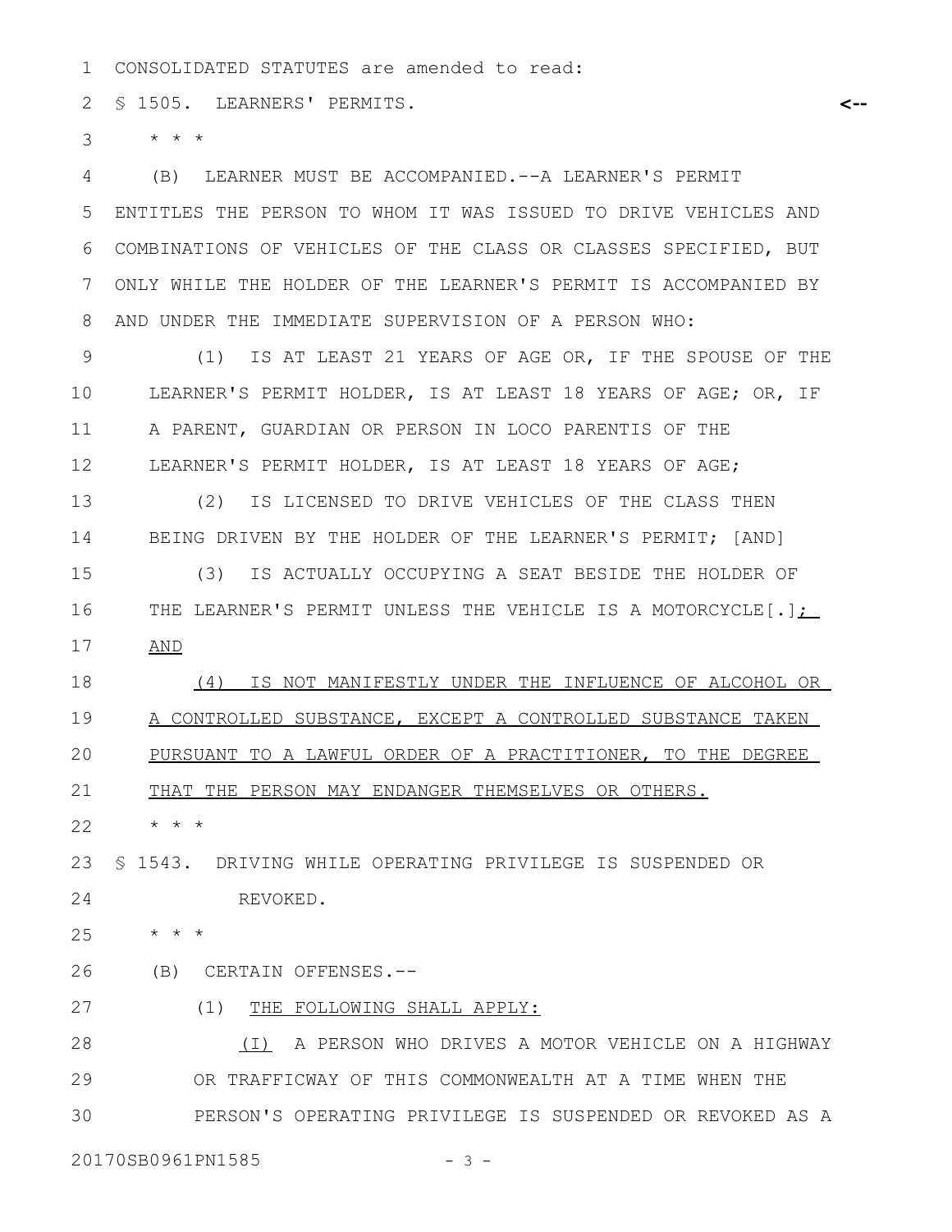CONSOLIDATED STATUTES are amended to read:

§ 1505. LEARNERS' PERMITS.

\* \* \*

(B) LEARNER MUST BE ACCOMPANIED.--A LEARNER'S PERMIT ENTITLES THE PERSON TO WHOM IT WAS ISSUED TO DRIVE VEHICLES AND COMBINATIONS OF VEHICLES OF THE CLASS OR CLASSES SPECIFIED, BUT ONLY WHILE THE HOLDER OF THE LEARNER'S PERMIT IS ACCOMPANIED BY AND UNDER THE IMMEDIATE SUPERVISION OF A PERSON WHO:

(1) IS AT LEAST 21 YEARS OF AGE OR, IF THE SPOUSE OF THE LEARNER'S PERMIT HOLDER, IS AT LEAST 18 YEARS OF AGE; OR, IF A PARENT, GUARDIAN OR PERSON IN LOCO PARENTIS OF THE LEARNER'S PERMIT HOLDER, IS AT LEAST 18 YEARS OF AGE;

(2) IS LICENSED TO DRIVE VEHICLES OF THE CLASS THEN BEING DRIVEN BY THE HOLDER OF THE LEARNER'S PERMIT; [AND]

(3) IS ACTUALLY OCCUPYING A SEAT BESIDE THE HOLDER OF THE LEARNER'S PERMIT UNLESS THE VEHICLE IS A MOTORCYCLE[.]<u>; AND</u>

<u>(4) IS NOT MANIFESTLY UNDER THE INFLUENCE OF ALCOHOL OR A CONTROLLED SUBSTANCE, EXCEPT A CONTROLLED SUBSTANCE TAKEN PURSUANT TO A LAWFUL ORDER OF A PRACTITIONER, TO THE DEGREE THAT THE PERSON MAY ENDANGER THEMSELVES OR OTHERS.</u>

\* \* \*

§ 1543. DRIVING WHILE OPERATING PRIVILEGE IS SUSPENDED OR REVOKED.

\* \* \*

(B) CERTAIN OFFENSES.--

(1) <u>THE FOLLOWING SHALL APPLY:</u>

<u>(I)</u> A PERSON WHO DRIVES A MOTOR VEHICLE ON A HIGHWAY OR TRAFFICWAY OF THIS COMMONWEALTH AT A TIME WHEN THE PERSON'S OPERATING PRIVILEGE IS SUSPENDED OR REVOKED AS A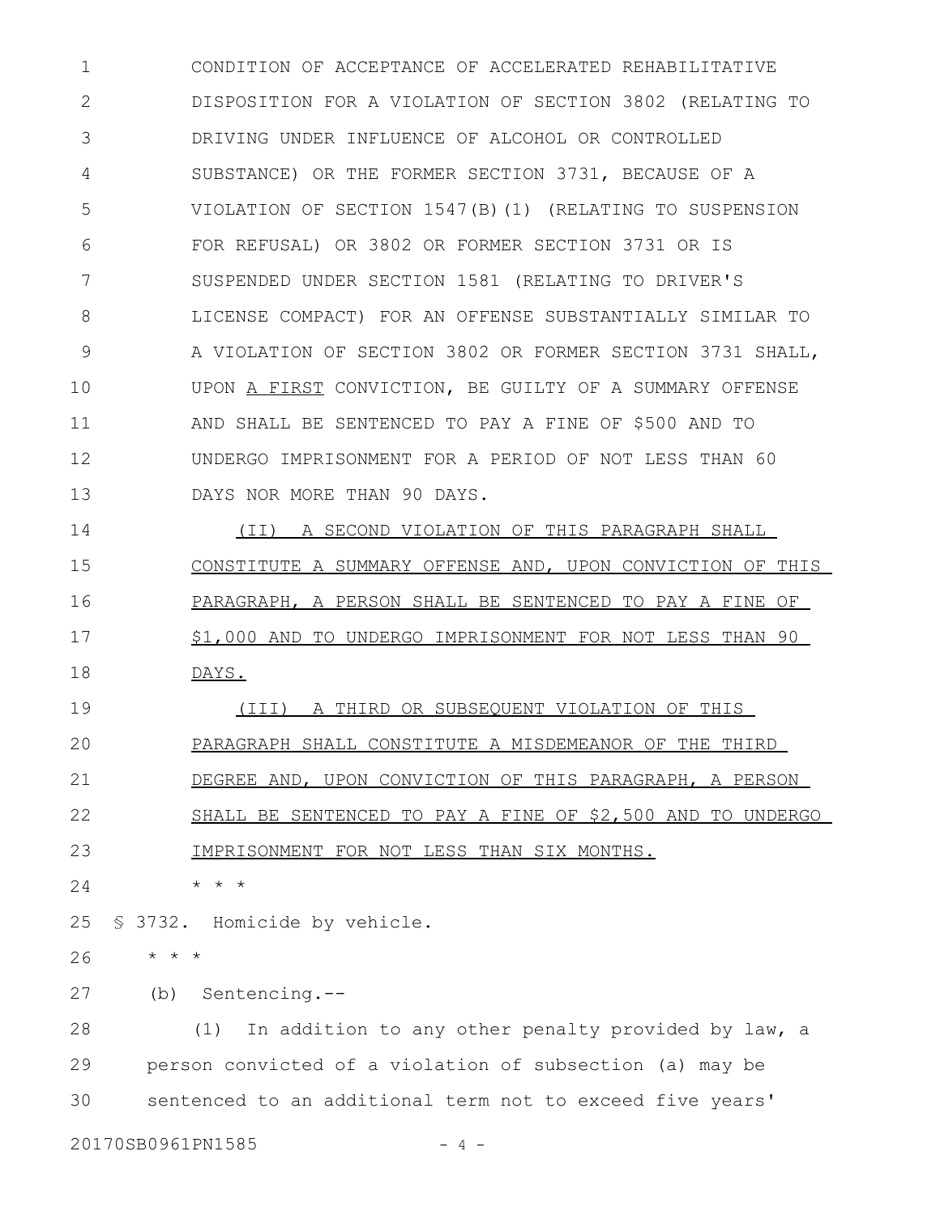CONDITION OF ACCEPTANCE OF ACCELERATED REHABILITATIVE DISPOSITION FOR A VIOLATION OF SECTION 3802 (RELATING TO DRIVING UNDER INFLUENCE OF ALCOHOL OR CONTROLLED SUBSTANCE) OR THE FORMER SECTION 3731, BECAUSE OF A VIOLATION OF SECTION 1547(B)(1) (RELATING TO SUSPENSION FOR REFUSAL) OR 3802 OR FORMER SECTION 3731 OR IS SUSPENDED UNDER SECTION 1581 (RELATING TO DRIVER'S LICENSE COMPACT) FOR AN OFFENSE SUBSTANTIALLY SIMILAR TO A VIOLATION OF SECTION 3802 OR FORMER SECTION 3731 SHALL, UPON <u>A FIRST</u> CONVICTION, BE GUILTY OF A SUMMARY OFFENSE AND SHALL BE SENTENCED TO PAY A FINE OF $500 AND TO UNDERGO IMPRISONMENT FOR A PERIOD OF NOT LESS THAN 60 DAYS NOR MORE THAN 90 DAYS.

<u>(II) A SECOND VIOLATION OF THIS PARAGRAPH SHALL CONSTITUTE A SUMMARY OFFENSE AND, UPON CONVICTION OF THIS PARAGRAPH, A PERSON SHALL BE SENTENCED TO PAY A FINE OF $1,000 AND TO UNDERGO IMPRISONMENT FOR NOT LESS THAN 90 DAYS.</u>

<u>(III) A THIRD OR SUBSEQUENT VIOLATION OF THIS PARAGRAPH SHALL CONSTITUTE A MISDEMEANOR OF THE THIRD DEGREE AND, UPON CONVICTION OF THIS PARAGRAPH, A PERSON SHALL BE SENTENCED TO PAY A FINE OF $2,500 AND TO UNDERGO IMPRISONMENT FOR NOT LESS THAN SIX MONTHS.</u>

* * *

§ 3732. Homicide by vehicle.

* * *

(b) Sentencing.--

(1) In addition to any other penalty provided by law, a person convicted of a violation of subsection (a) may be sentenced to an additional term not to exceed five years'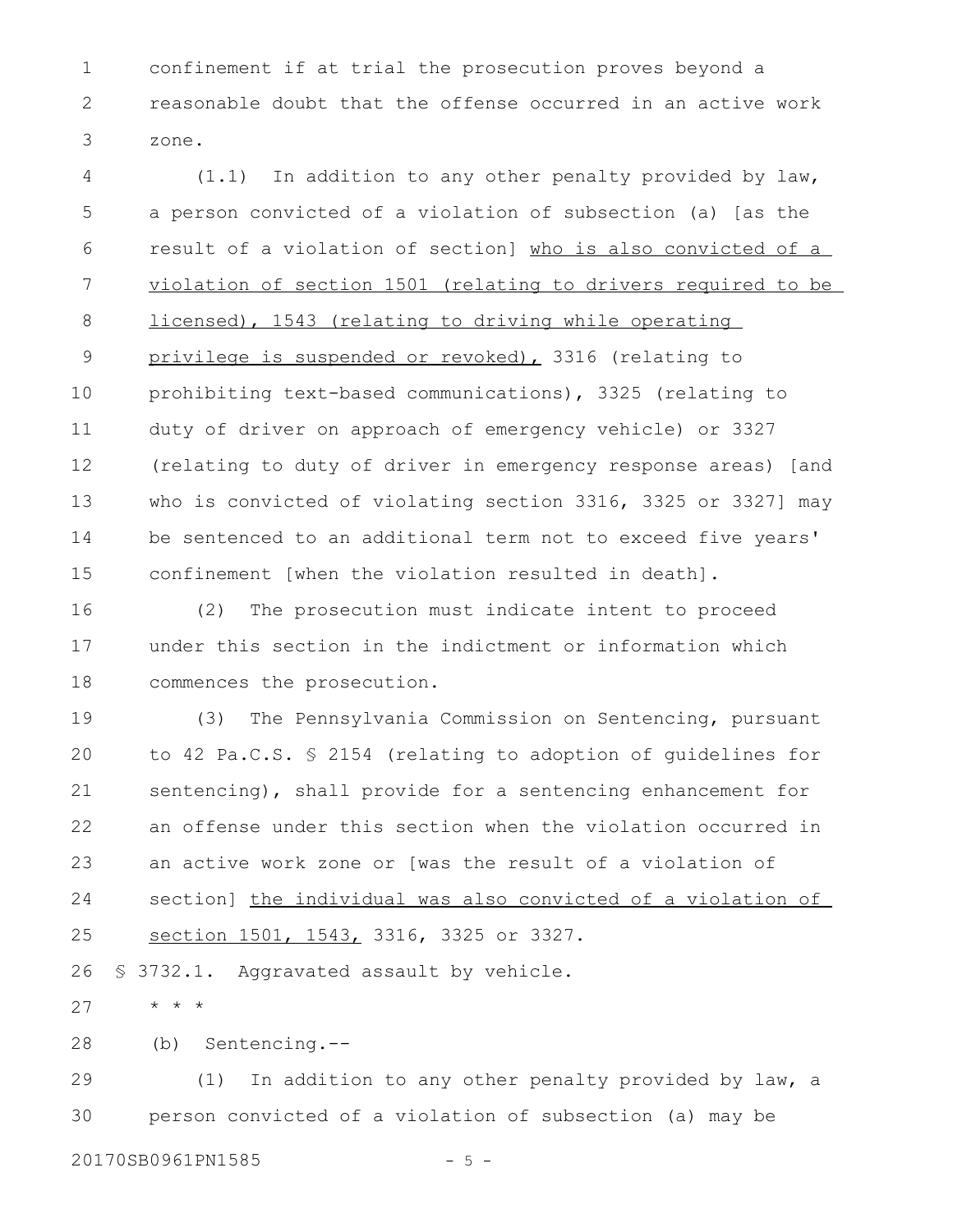confinement if at trial the prosecution proves beyond a reasonable doubt that the offense occurred in an active work zone.

(1.1) In addition to any other penalty provided by law, a person convicted of a violation of subsection (a) [as the result of a violation of section] <u>who is also convicted of a violation of section 1501 (relating to drivers required to be licensed), 1543 (relating to driving while operating privilege is suspended or revoked),</u> 3316 (relating to prohibiting text-based communications), 3325 (relating to duty of driver on approach of emergency vehicle) or 3327 (relating to duty of driver in emergency response areas) [and who is convicted of violating section 3316, 3325 or 3327] may be sentenced to an additional term not to exceed five years' confinement [when the violation resulted in death].

(2) The prosecution must indicate intent to proceed under this section in the indictment or information which commences the prosecution.

(3) The Pennsylvania Commission on Sentencing, pursuant to 42 Pa.C.S. § 2154 (relating to adoption of guidelines for sentencing), shall provide for a sentencing enhancement for an offense under this section when the violation occurred in an active work zone or [was the result of a violation of section] <u>the individual was also convicted of a violation of section 1501, 1543,</u> 3316, 3325 or 3327.

§ 3732.1. Aggravated assault by vehicle.

\* \* \*

(b) Sentencing.--

(1) In addition to any other penalty provided by law, a person convicted of a violation of subsection (a) may be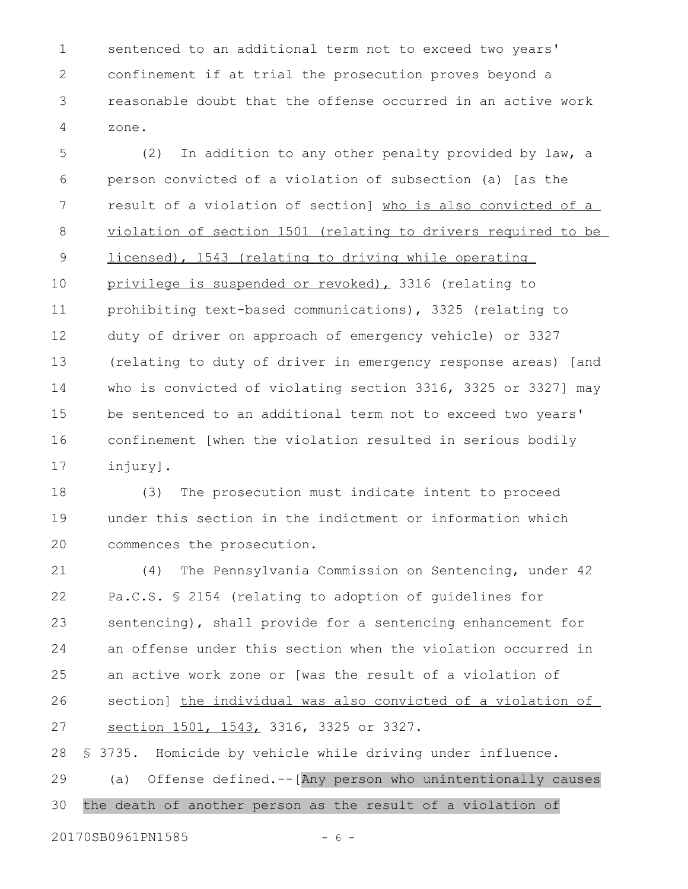sentenced to an additional term not to exceed two years' confinement if at trial the prosecution proves beyond a reasonable doubt that the offense occurred in an active work zone.

(2) In addition to any other penalty provided by law, a person convicted of a violation of subsection (a) [as the result of a violation of section] <u>who is also convicted of a violation of section 1501 (relating to drivers required to be licensed), 1543 (relating to driving while operating privilege is suspended or revoked),</u> 3316 (relating to prohibiting text-based communications), 3325 (relating to duty of driver on approach of emergency vehicle) or 3327 (relating to duty of driver in emergency response areas) [and who is convicted of violating section 3316, 3325 or 3327] may be sentenced to an additional term not to exceed two years' confinement [when the violation resulted in serious bodily injury].

(3) The prosecution must indicate intent to proceed under this section in the indictment or information which commences the prosecution.

(4) The Pennsylvania Commission on Sentencing, under 42 Pa.C.S. § 2154 (relating to adoption of guidelines for sentencing), shall provide for a sentencing enhancement for an offense under this section when the violation occurred in an active work zone or [was the result of a violation of section] <u>the individual was also convicted of a violation of section 1501, 1543,</u> 3316, 3325 or 3327.

§ 3735. Homicide by vehicle while driving under influence.

(a) Offense defined.--[Any person who unintentionally causes the death of another person as the result of a violation of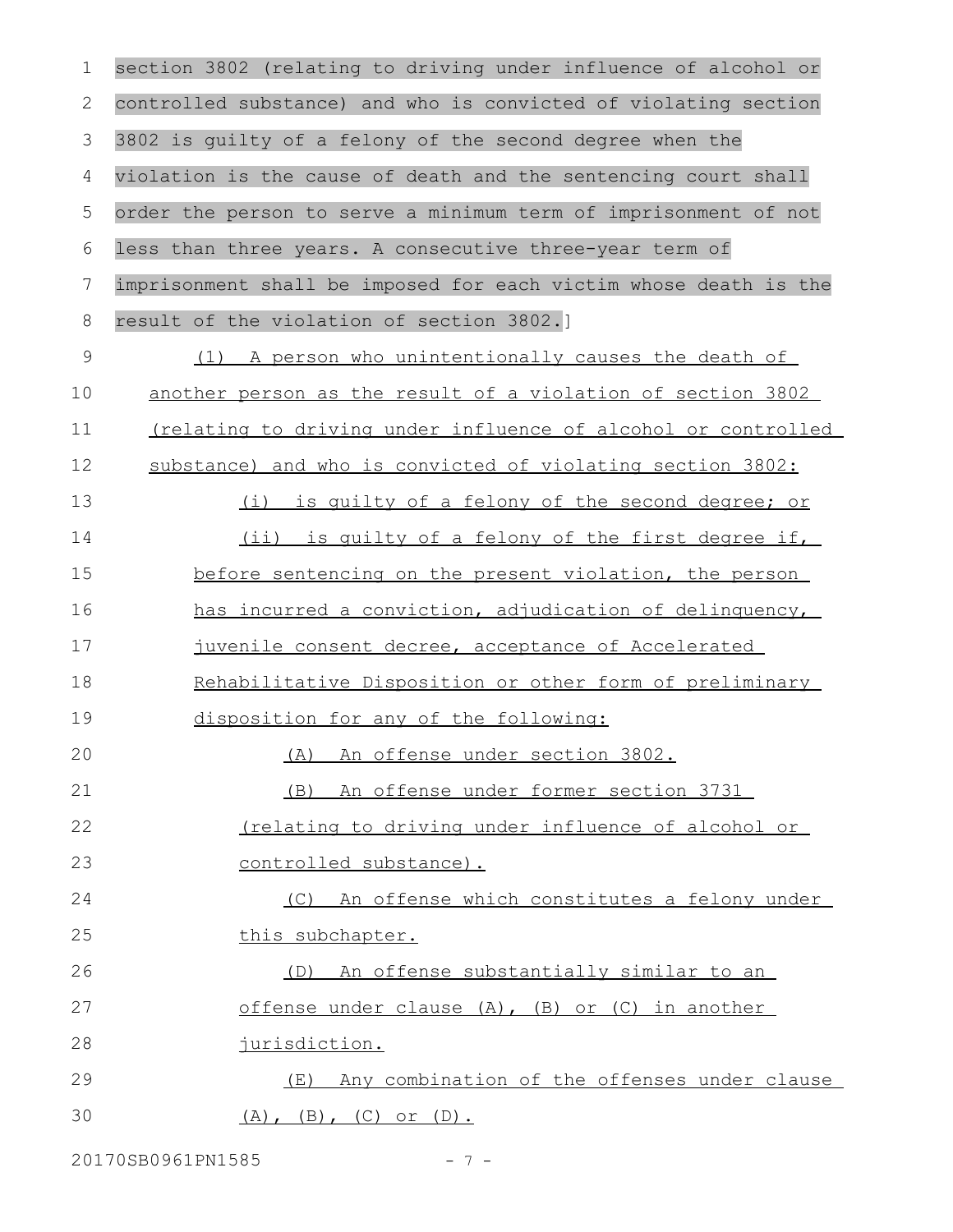section 3802 (relating to driving under influence of alcohol or controlled substance) and who is convicted of violating section 3802 is guilty of a felony of the second degree when the violation is the cause of death and the sentencing court shall order the person to serve a minimum term of imprisonment of not less than three years. A consecutive three-year term of imprisonment shall be imposed for each victim whose death is the result of the violation of section 3802.]

(1) A person who unintentionally causes the death of another person as the result of a violation of section 3802 (relating to driving under influence of alcohol or controlled substance) and who is convicted of violating section 3802:

(i) is guilty of a felony of the second degree; or

(ii) is guilty of a felony of the first degree if, before sentencing on the present violation, the person has incurred a conviction, adjudication of delinquency, juvenile consent decree, acceptance of Accelerated Rehabilitative Disposition or other form of preliminary disposition for any of the following:

(A) An offense under section 3802.

(B) An offense under former section 3731 (relating to driving under influence of alcohol or controlled substance).

(C) An offense which constitutes a felony under this subchapter.

(D) An offense substantially similar to an offense under clause (A), (B) or (C) in another jurisdiction.

(E) Any combination of the offenses under clause (A), (B), (C) or (D).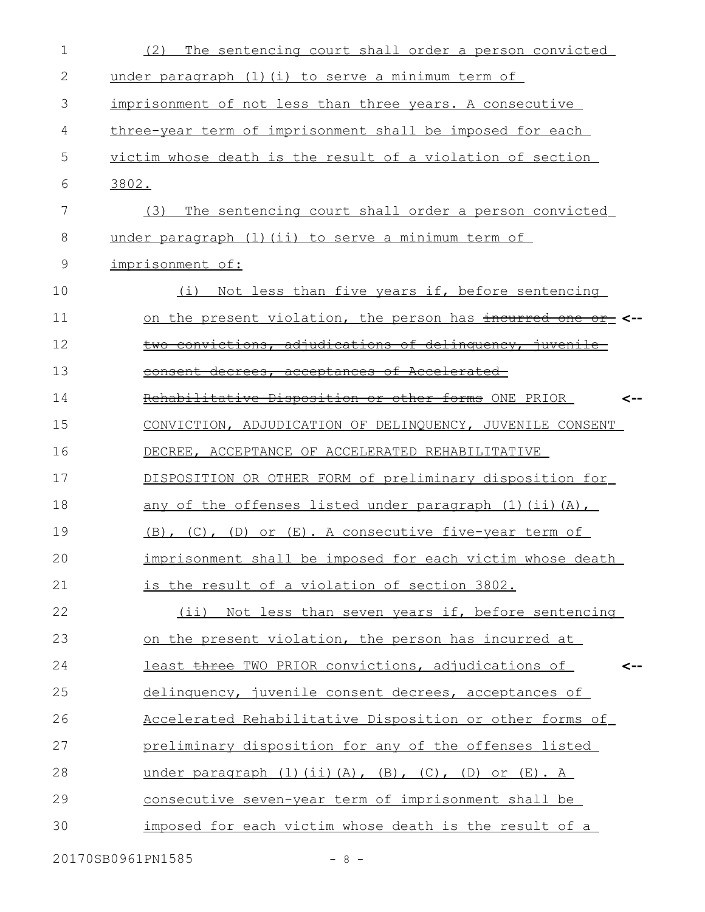(2) The sentencing court shall order a person convicted under paragraph (1)(i) to serve a minimum term of imprisonment of not less than three years. A consecutive three-year term of imprisonment shall be imposed for each victim whose death is the result of a violation of section 3802.

(3) The sentencing court shall order a person convicted under paragraph (1)(ii) to serve a minimum term of imprisonment of:

(i) Not less than five years if, before sentencing on the present violation, the person has ~~incurred one or two convictions, adjudications of delinquency, juvenile consent decrees, acceptances of Accelerated Rehabilitative Disposition or other forms~~ ONE PRIOR CONVICTION, ADJUDICATION OF DELINQUENCY, JUVENILE CONSENT DECREE, ACCEPTANCE OF ACCELERATED REHABILITATIVE DISPOSITION OR OTHER FORM of preliminary disposition for any of the offenses listed under paragraph (1)(ii)(A), (B), (C), (D) or (E). A consecutive five-year term of imprisonment shall be imposed for each victim whose death is the result of a violation of section 3802.

(ii) Not less than seven years if, before sentencing on the present violation, the person has incurred at least ~~three~~ TWO PRIOR convictions, adjudications of delinquency, juvenile consent decrees, acceptances of Accelerated Rehabilitative Disposition or other forms of preliminary disposition for any of the offenses listed under paragraph (1)(ii)(A), (B), (C), (D) or (E). A consecutive seven-year term of imprisonment shall be imposed for each victim whose death is the result of a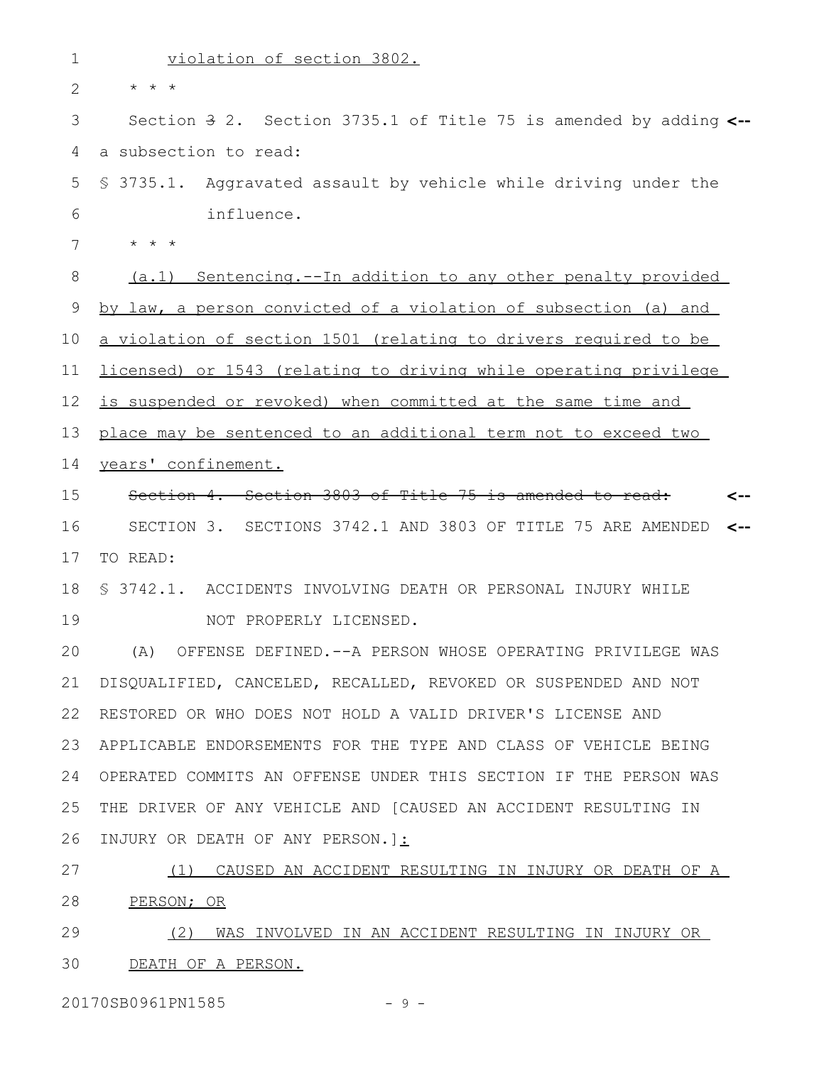violation of section 3802.

* * *

Section ~~3~~ 2. Section 3735.1 of Title 75 is amended by adding a subsection to read:

§ 3735.1. Aggravated assault by vehicle while driving under the influence.

* * *

(a.1) Sentencing.--In addition to any other penalty provided by law, a person convicted of a violation of subsection (a) and a violation of section 1501 (relating to drivers required to be licensed) or 1543 (relating to driving while operating privilege is suspended or revoked) when committed at the same time and place may be sentenced to an additional term not to exceed two years' confinement.

~~Section 4. Section 3803 of Title 75 is amended to read:~~

SECTION 3. SECTIONS 3742.1 AND 3803 OF TITLE 75 ARE AMENDED TO READ:

§ 3742.1. ACCIDENTS INVOLVING DEATH OR PERSONAL INJURY WHILE NOT PROPERLY LICENSED.

(A) OFFENSE DEFINED.--A PERSON WHOSE OPERATING PRIVILEGE WAS DISQUALIFIED, CANCELED, RECALLED, REVOKED OR SUSPENDED AND NOT RESTORED OR WHO DOES NOT HOLD A VALID DRIVER'S LICENSE AND APPLICABLE ENDORSEMENTS FOR THE TYPE AND CLASS OF VEHICLE BEING OPERATED COMMITS AN OFFENSE UNDER THIS SECTION IF THE PERSON WAS THE DRIVER OF ANY VEHICLE AND [CAUSED AN ACCIDENT RESULTING IN INJURY OR DEATH OF ANY PERSON.]:

(1) CAUSED AN ACCIDENT RESULTING IN INJURY OR DEATH OF A PERSON; OR

(2) WAS INVOLVED IN AN ACCIDENT RESULTING IN INJURY OR DEATH OF A PERSON.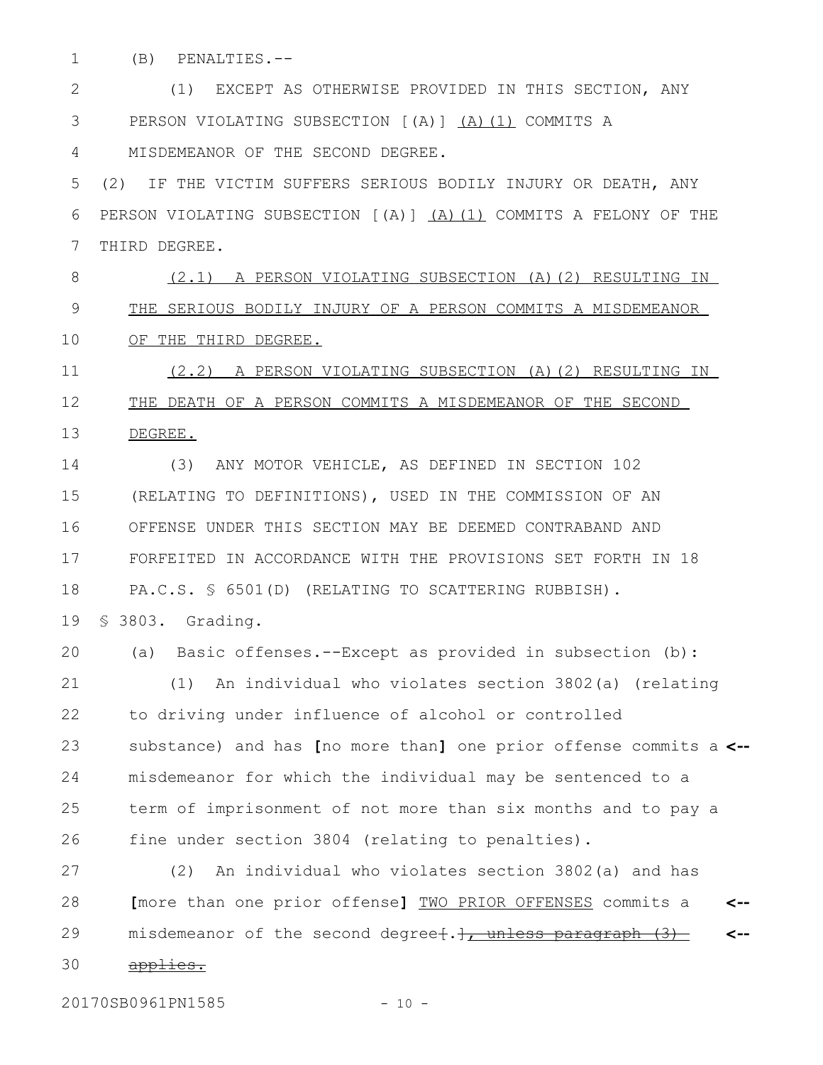(B) PENALTIES.--

(1) EXCEPT AS OTHERWISE PROVIDED IN THIS SECTION, ANY PERSON VIOLATING SUBSECTION [(A)] (A)(1) COMMITS A MISDEMEANOR OF THE SECOND DEGREE.

(2) IF THE VICTIM SUFFERS SERIOUS BODILY INJURY OR DEATH, ANY PERSON VIOLATING SUBSECTION [(A)] (A)(1) COMMITS A FELONY OF THE THIRD DEGREE.

(2.1) A PERSON VIOLATING SUBSECTION (A)(2) RESULTING IN THE SERIOUS BODILY INJURY OF A PERSON COMMITS A MISDEMEANOR OF THE THIRD DEGREE.

(2.2) A PERSON VIOLATING SUBSECTION (A)(2) RESULTING IN THE DEATH OF A PERSON COMMITS A MISDEMEANOR OF THE SECOND DEGREE.

(3) ANY MOTOR VEHICLE, AS DEFINED IN SECTION 102 (RELATING TO DEFINITIONS), USED IN THE COMMISSION OF AN OFFENSE UNDER THIS SECTION MAY BE DEEMED CONTRABAND AND FORFEITED IN ACCORDANCE WITH THE PROVISIONS SET FORTH IN 18 PA.C.S. § 6501(D) (RELATING TO SCATTERING RUBBISH).

§ 3803. Grading.

(a) Basic offenses.--Except as provided in subsection (b):

(1) An individual who violates section 3802(a) (relating to driving under influence of alcohol or controlled substance) and has **[**no more than**]** one prior offense commits a misdemeanor for which the individual may be sentenced to a term of imprisonment of not more than six months and to pay a fine under section 3804 (relating to penalties).

(2) An individual who violates section 3802(a) and has **[**more than one prior offense**]** TWO PRIOR OFFENSES commits a misdemeanor of the second degree~~[.]~~~~, unless paragraph (3) applies.~~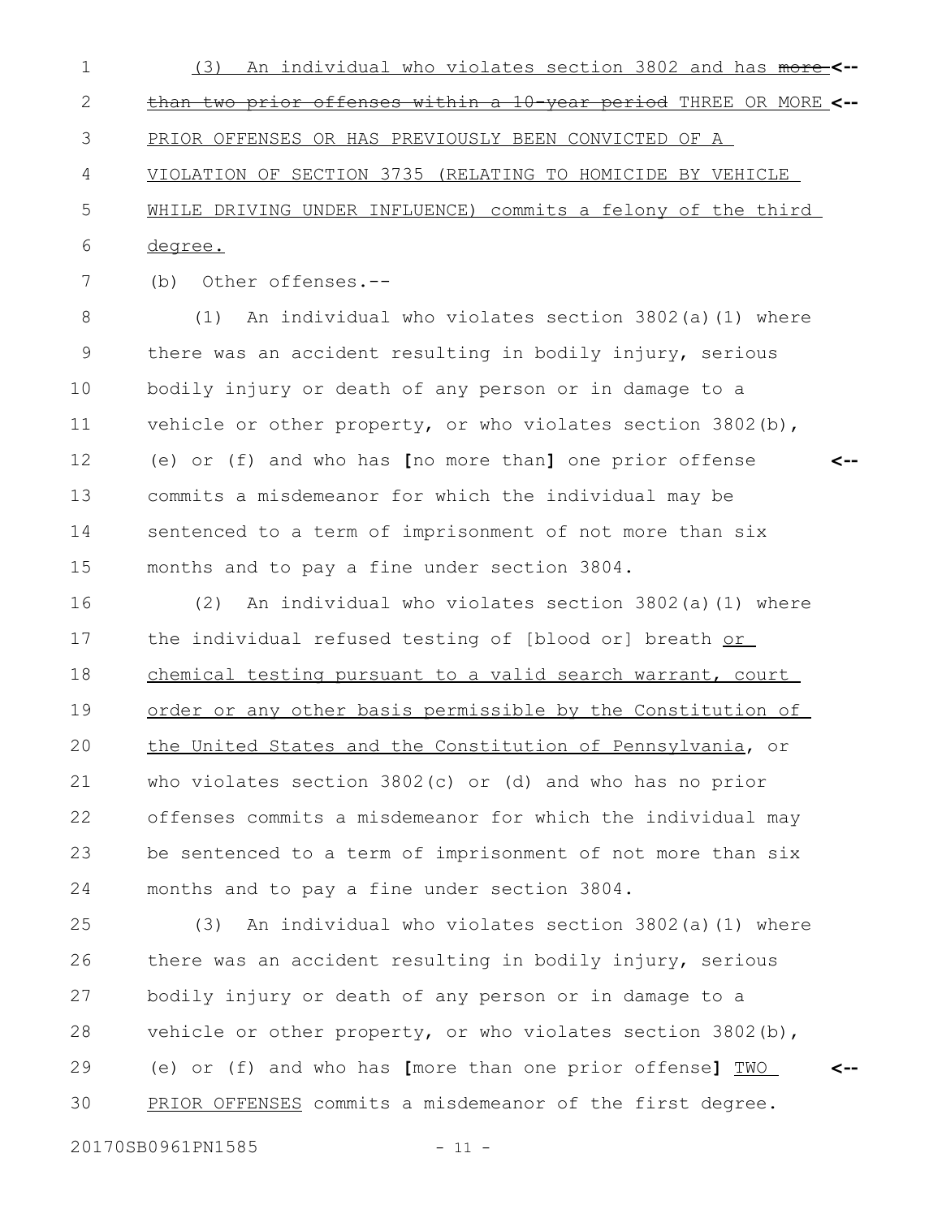(3) An individual who violates section 3802 and has ~~more than two prior offenses within a 10-year period~~ THREE OR MORE PRIOR OFFENSES OR HAS PREVIOUSLY BEEN CONVICTED OF A VIOLATION OF SECTION 3735 (RELATING TO HOMICIDE BY VEHICLE WHILE DRIVING UNDER INFLUENCE) commits a felony of the third degree.

(b) Other offenses.--

(1) An individual who violates section 3802(a)(1) where there was an accident resulting in bodily injury, serious bodily injury or death of any person or in damage to a vehicle or other property, or who violates section 3802(b), (e) or (f) and who has [no more than] one prior offense commits a misdemeanor for which the individual may be sentenced to a term of imprisonment of not more than six months and to pay a fine under section 3804.

(2) An individual who violates section 3802(a)(1) where the individual refused testing of [blood or] breath <u>or chemical testing pursuant to a valid search warrant, court order or any other basis permissible by the Constitution of the United States and the Constitution of Pennsylvania</u>, or who violates section 3802(c) or (d) and who has no prior offenses commits a misdemeanor for which the individual may be sentenced to a term of imprisonment of not more than six months and to pay a fine under section 3804.

(3) An individual who violates section 3802(a)(1) where there was an accident resulting in bodily injury, serious bodily injury or death of any person or in damage to a vehicle or other property, or who violates section 3802(b), (e) or (f) and who has [more than one prior offense] <u>TWO PRIOR OFFENSES</u> commits a misdemeanor of the first degree.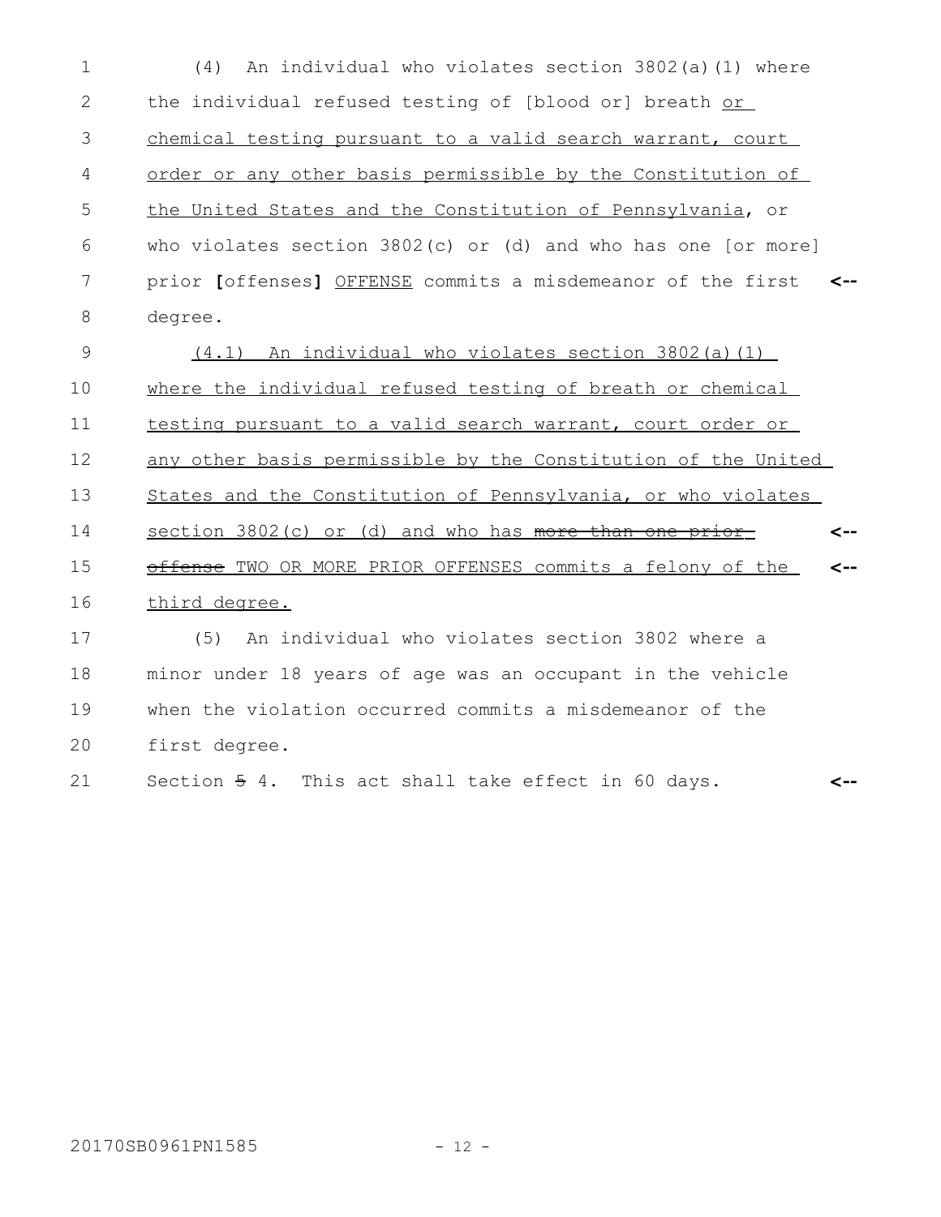(4) An individual who violates section 3802(a)(1) where the individual refused testing of [blood or] breath <u>or chemical testing pursuant to a valid search warrant, court order or any other basis permissible by the Constitution of the United States and the Constitution of Pennsylvania</u>, or who violates section 3802(c) or (d) and who has one [or more] prior **[**offenses**]** <u>OFFENSE</u> commits a misdemeanor of the first degree. <--

<u>(4.1) An individual who violates section 3802(a)(1) where the individual refused testing of breath or chemical testing pursuant to a valid search warrant, court order or any other basis permissible by the Constitution of the United States and the Constitution of Pennsylvania, or who violates section 3802(c) or (d) and who has ~~more than one prior offense~~ TWO OR MORE PRIOR OFFENSES commits a felony of the third degree.</u> <-- <--

(5) An individual who violates section 3802 where a minor under 18 years of age was an occupant in the vehicle when the violation occurred commits a misdemeanor of the first degree.

Section ~~5~~ 4. This act shall take effect in 60 days. <--